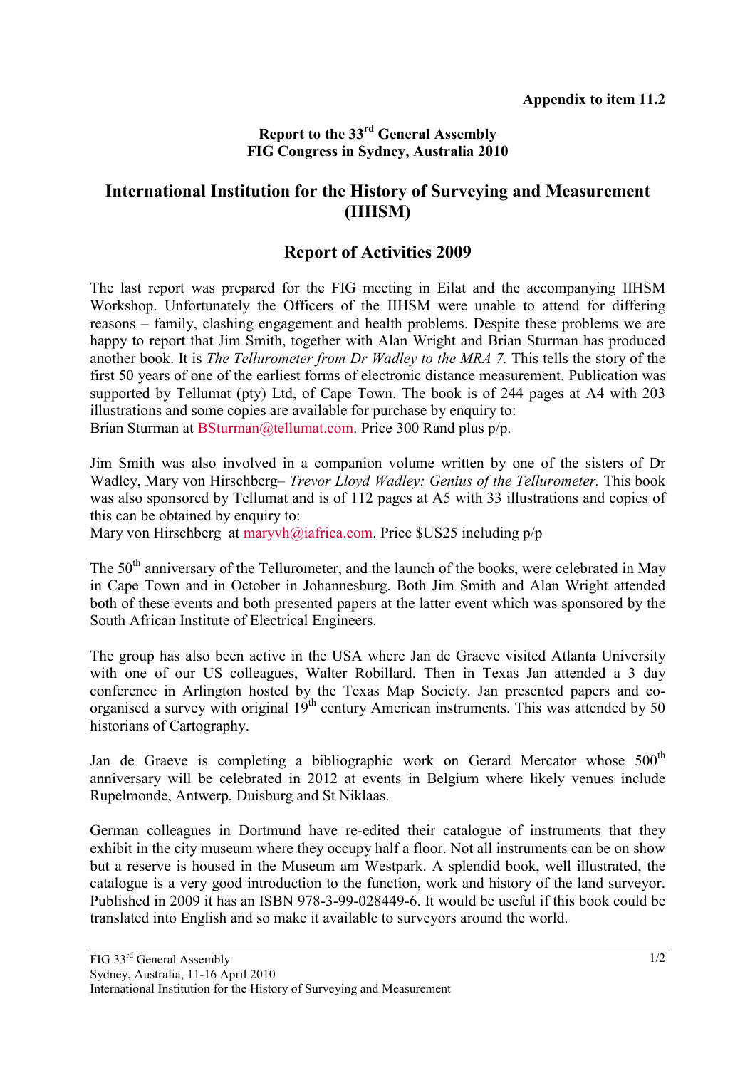**Appendix to item 11.2**

**Report to the 33rd General Assembly**
**FIG Congress in Sydney, Australia 2010**

# International Institution for the History of Surveying and Measurement (IIHSM)

## Report of Activities 2009

The last report was prepared for the FIG meeting in Eilat and the accompanying IIHSM Workshop. Unfortunately the Officers of the IIHSM were unable to attend for differing reasons – family, clashing engagement and health problems. Despite these problems we are happy to report that Jim Smith, together with Alan Wright and Brian Sturman has produced another book. It is *The Tellurometer from Dr Wadley to the MRA 7.* This tells the story of the first 50 years of one of the earliest forms of electronic distance measurement. Publication was supported by Tellumat (pty) Ltd, of Cape Town. The book is of 244 pages at A4 with 203 illustrations and some copies are available for purchase by enquiry to:
Brian Sturman at BSturman@tellumat.com. Price 300 Rand plus p/p.

Jim Smith was also involved in a companion volume written by one of the sisters of Dr Wadley, Mary von Hirschberg– *Trevor Lloyd Wadley: Genius of the Tellurometer.* This book was also sponsored by Tellumat and is of 112 pages at A5 with 33 illustrations and copies of this can be obtained by enquiry to:
Mary von Hirschberg at maryvh@iafrica.com. Price $US25 including p/p

The 50th anniversary of the Tellurometer, and the launch of the books, were celebrated in May in Cape Town and in October in Johannesburg. Both Jim Smith and Alan Wright attended both of these events and both presented papers at the latter event which was sponsored by the South African Institute of Electrical Engineers.

The group has also been active in the USA where Jan de Graeve visited Atlanta University with one of our US colleagues, Walter Robillard. Then in Texas Jan attended a 3 day conference in Arlington hosted by the Texas Map Society. Jan presented papers and co-organised a survey with original 19th century American instruments. This was attended by 50 historians of Cartography.

Jan de Graeve is completing a bibliographic work on Gerard Mercator whose 500th anniversary will be celebrated in 2012 at events in Belgium where likely venues include Rupelmonde, Antwerp, Duisburg and St Niklaas.

German colleagues in Dortmund have re-edited their catalogue of instruments that they exhibit in the city museum where they occupy half a floor. Not all instruments can be on show but a reserve is housed in the Museum am Westpark. A splendid book, well illustrated, the catalogue is a very good introduction to the function, work and history of the land surveyor. Published in 2009 it has an ISBN 978-3-99-028449-6. It would be useful if this book could be translated into English and so make it available to surveyors around the world.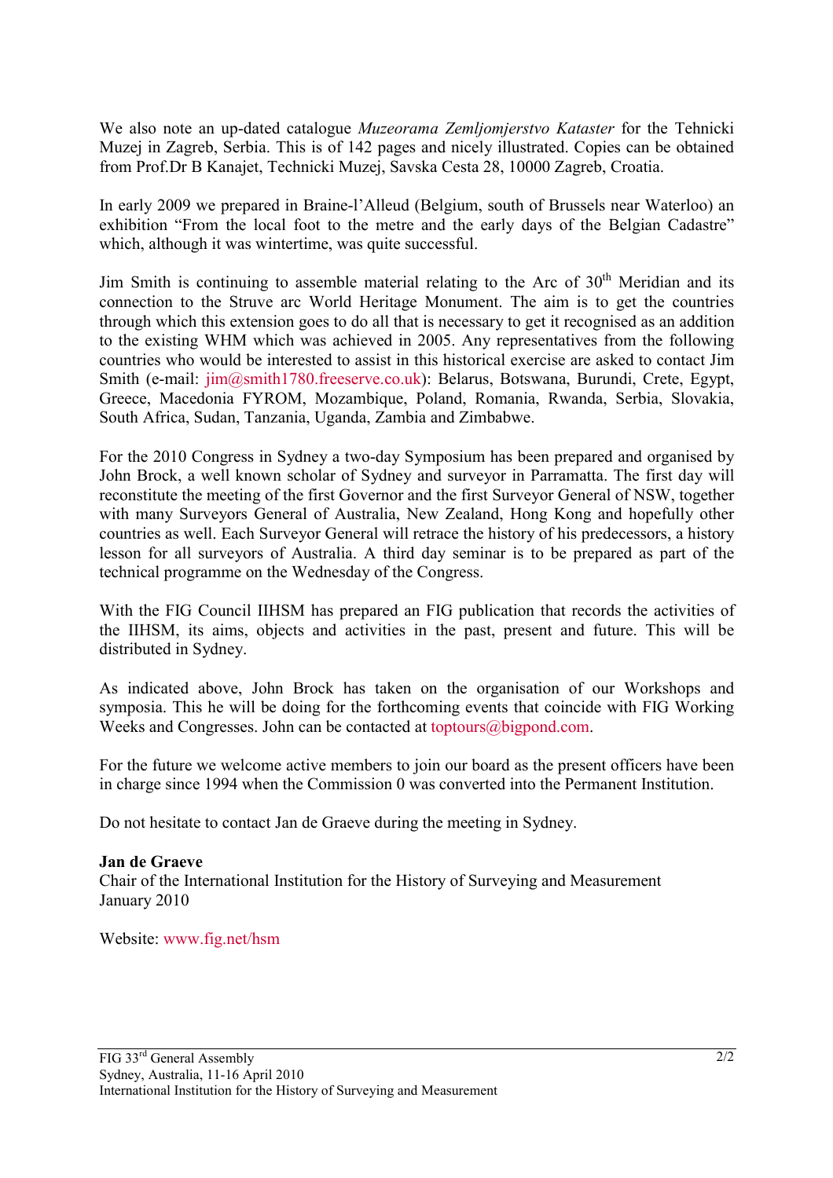We also note an up-dated catalogue *Muzeorama Zemljomjerstvo Kataster* for the Tehnicki Muzej in Zagreb, Serbia. This is of 142 pages and nicely illustrated. Copies can be obtained from Prof.Dr B Kanajet, Technicki Muzej, Savska Cesta 28, 10000 Zagreb, Croatia.

In early 2009 we prepared in Braine-l'Alleud (Belgium, south of Brussels near Waterloo) an exhibition "From the local foot to the metre and the early days of the Belgian Cadastre" which, although it was wintertime, was quite successful.

Jim Smith is continuing to assemble material relating to the Arc of 30th Meridian and its connection to the Struve arc World Heritage Monument. The aim is to get the countries through which this extension goes to do all that is necessary to get it recognised as an addition to the existing WHM which was achieved in 2005. Any representatives from the following countries who would be interested to assist in this historical exercise are asked to contact Jim Smith (e-mail: jim@smith1780.freeserve.co.uk): Belarus, Botswana, Burundi, Crete, Egypt, Greece, Macedonia FYROM, Mozambique, Poland, Romania, Rwanda, Serbia, Slovakia, South Africa, Sudan, Tanzania, Uganda, Zambia and Zimbabwe.

For the 2010 Congress in Sydney a two-day Symposium has been prepared and organised by John Brock, a well known scholar of Sydney and surveyor in Parramatta. The first day will reconstitute the meeting of the first Governor and the first Surveyor General of NSW, together with many Surveyors General of Australia, New Zealand, Hong Kong and hopefully other countries as well. Each Surveyor General will retrace the history of his predecessors, a history lesson for all surveyors of Australia. A third day seminar is to be prepared as part of the technical programme on the Wednesday of the Congress.

With the FIG Council IIHSM has prepared an FIG publication that records the activities of the IIHSM, its aims, objects and activities in the past, present and future. This will be distributed in Sydney.

As indicated above, John Brock has taken on the organisation of our Workshops and symposia. This he will be doing for the forthcoming events that coincide with FIG Working Weeks and Congresses. John can be contacted at toptours@bigpond.com.

For the future we welcome active members to join our board as the present officers have been in charge since 1994 when the Commission 0 was converted into the Permanent Institution.

Do not hesitate to contact Jan de Graeve during the meeting in Sydney.

**Jan de Graeve**
Chair of the International Institution for the History of Surveying and Measurement
January 2010

Website: www.fig.net/hsm